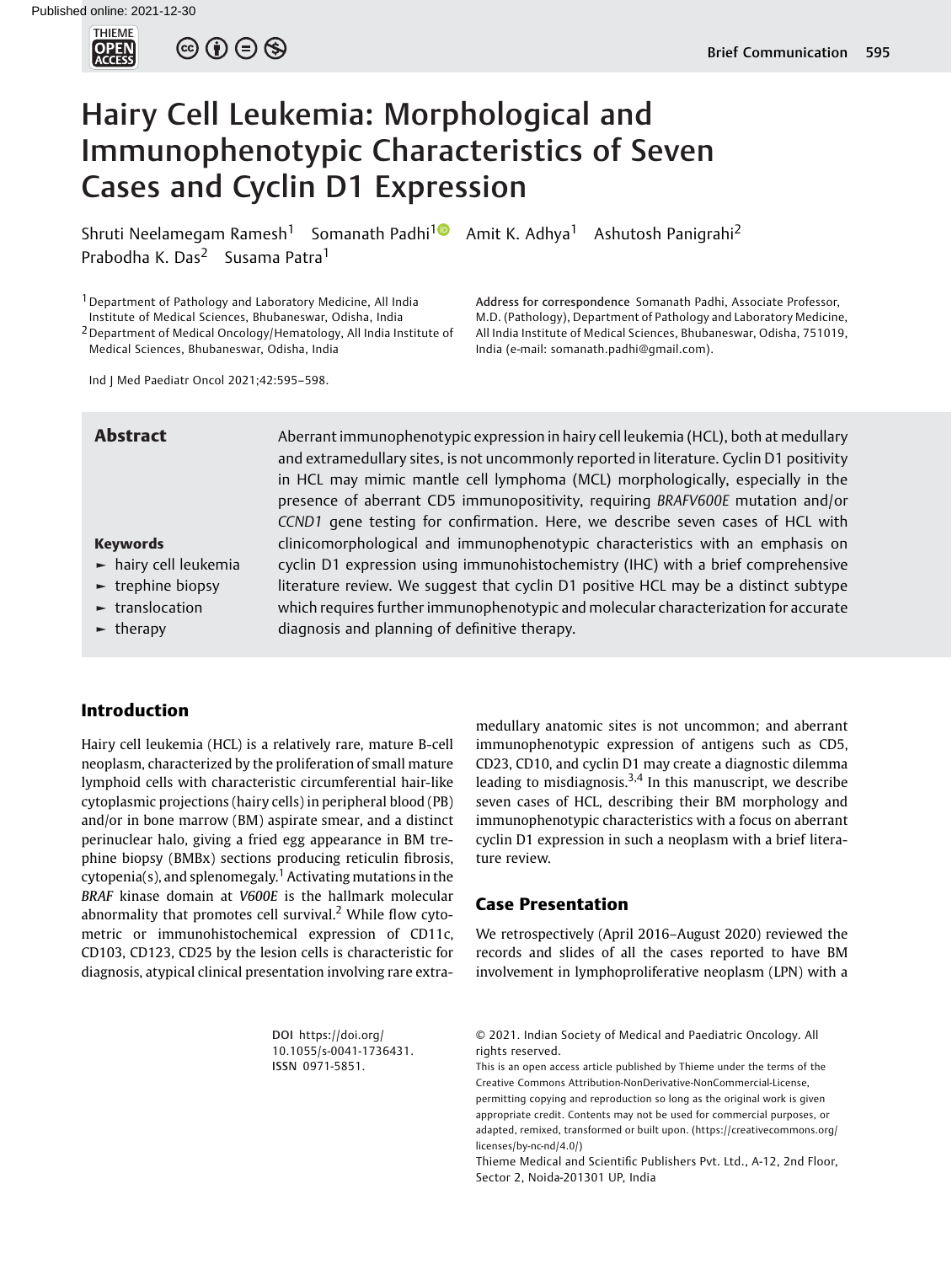# Hairy Cell Leukemia: Morphological and Immunophenotypic Characteristics of Seven Cases and Cyclin D1 Expression

Shruti Neelamegam Ramesh[1] Somanath Padhi[1] Amit K. Adhya[1] Ashutosh Panigrahi[2] Prabodha K. Das[2] Susama Patra[1]

[1] Department of Pathology and Laboratory Medicine, All India Institute of Medical Sciences, Bhubaneswar, Odisha, India

[2] Department of Medical Oncology/Hematology, All India Institute of Medical Sciences, Bhubaneswar, Odisha, India

**Address for correspondence** Somanath Padhi, Associate Professor, M.D. (Pathology), Department of Pathology and Laboratory Medicine, All India Institute of Medical Sciences, Bhubaneswar, Odisha, 751019, India (e-mail: somanath.padhi@gmail.com).

Ind J Med Paediatr Oncol 2021;42:595–598.

## Abstract

Aberrant immunophenotypic expression in hairy cell leukemia (HCL), both at medullary and extramedullary sites, is not uncommonly reported in literature. Cyclin D1 positivity in HCL may mimic mantle cell lymphoma (MCL) morphologically, especially in the presence of aberrant CD5 immunopositivity, requiring *BRAFV600E* mutation and/or *CCND1* gene testing for confirmation. Here, we describe seven cases of HCL with clinicomorphological and immunophenotypic characteristics with an emphasis on cyclin D1 expression using immunohistochemistry (IHC) with a brief comprehensive literature review. We suggest that cyclin D1 positive HCL may be a distinct subtype which requires further immunophenotypic and molecular characterization for accurate diagnosis and planning of definitive therapy.

**Keywords**

- hairy cell leukemia
- trephine biopsy
- translocation
- therapy

## Introduction

Hairy cell leukemia (HCL) is a relatively rare, mature B-cell neoplasm, characterized by the proliferation of small mature lymphoid cells with characteristic circumferential hair-like cytoplasmic projections (hairy cells) in peripheral blood (PB) and/or in bone marrow (BM) aspirate smear, and a distinct perinuclear halo, giving a fried egg appearance in BM trephine biopsy (BMBx) sections producing reticulin fibrosis, cytopenia(s), and splenomegaly.[1] Activating mutations in the *BRAF* kinase domain at *V600E* is the hallmark molecular abnormality that promotes cell survival.[2] While flow cytometric or immunohistochemical expression of CD11c, CD103, CD123, CD25 by the lesion cells is characteristic for diagnosis, atypical clinical presentation involving rare extramedullary anatomic sites is not uncommon; and aberrant immunophenotypic expression of antigens such as CD5, CD23, CD10, and cyclin D1 may create a diagnostic dilemma leading to misdiagnosis.[3,4] In this manuscript, we describe seven cases of HCL, describing their BM morphology and immunophenotypic characteristics with a focus on aberrant cyclin D1 expression in such a neoplasm with a brief literature review.

## Case Presentation

We retrospectively (April 2016–August 2020) reviewed the records and slides of all the cases reported to have BM involvement in lymphoproliferative neoplasm (LPN) with a

DOI https://doi.org/10.1055/s-0041-1736431. ISSN 0971-5851.

© 2021. Indian Society of Medical and Paediatric Oncology. All rights reserved.

This is an open access article published by Thieme under the terms of the Creative Commons Attribution-NonDerivative-NonCommercial-License, permitting copying and reproduction so long as the original work is given appropriate credit. Contents may not be used for commercial purposes, or adapted, remixed, transformed or built upon. (https://creativecommons.org/licenses/by-nc-nd/4.0/)

Thieme Medical and Scientific Publishers Pvt. Ltd., A-12, 2nd Floor, Sector 2, Noida-201301 UP, India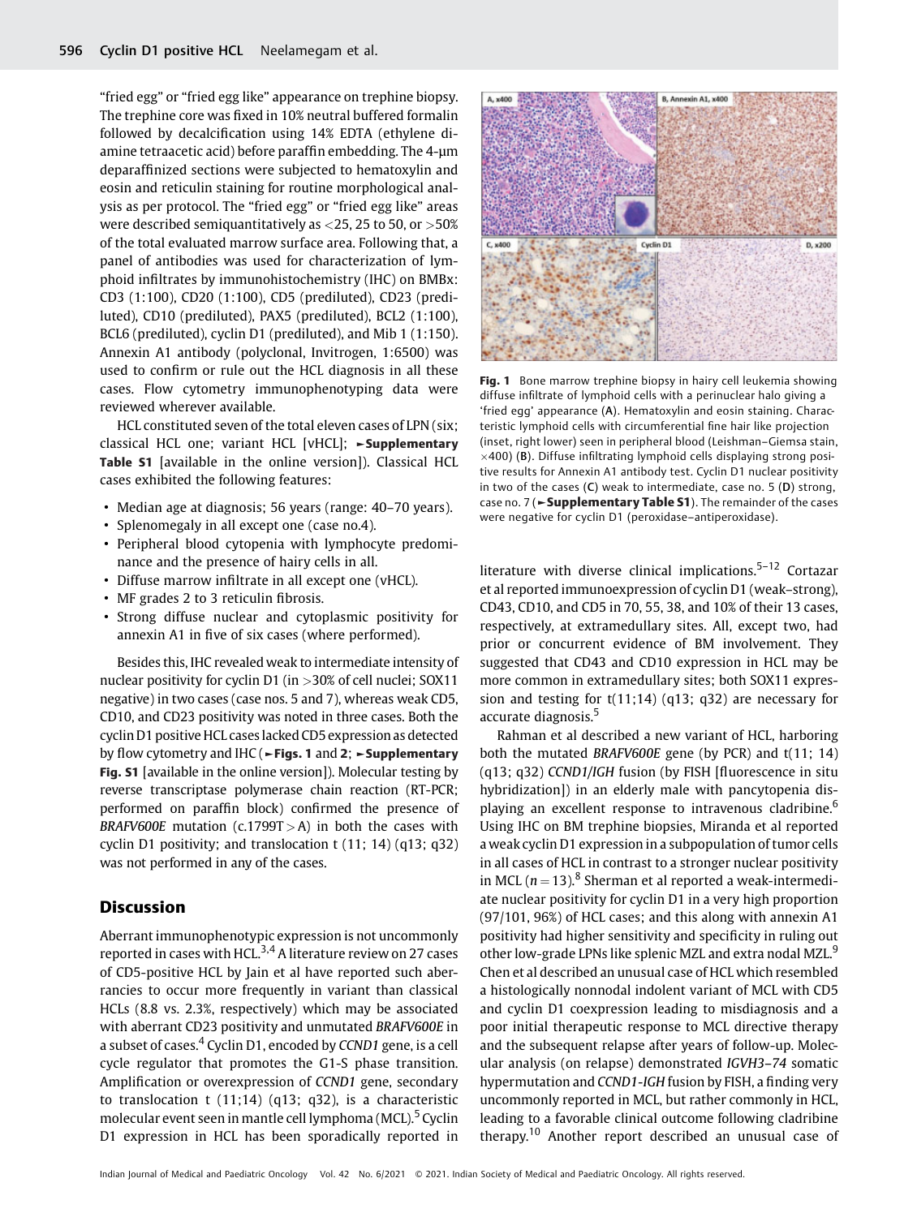"fried egg" or "fried egg like" appearance on trephine biopsy. The trephine core was fixed in 10% neutral buffered formalin followed by decalcification using 14% EDTA (ethylene diamine tetraacetic acid) before paraffin embedding. The 4-μm deparaffinized sections were subjected to hematoxylin and eosin and reticulin staining for routine morphological analysis as per protocol. The "fried egg" or "fried egg like" areas were described semiquantitatively as <25, 25 to 50, or >50% of the total evaluated marrow surface area. Following that, a panel of antibodies was used for characterization of lymphoid infiltrates by immunohistochemistry (IHC) on BMBx: CD3 (1:100), CD20 (1:100), CD5 (prediluted), CD23 (prediluted), CD10 (prediluted), PAX5 (prediluted), BCL2 (1:100), BCL6 (prediluted), cyclin D1 (prediluted), and Mib 1 (1:150). Annexin A1 antibody (polyclonal, Invitrogen, 1:6500) was used to confirm or rule out the HCL diagnosis in all these cases. Flow cytometry immunophenotyping data were reviewed wherever available.

HCL constituted seven of the total eleven cases of LPN (six; classical HCL one; variant HCL [vHCL]; ►**Supplementary Table S1** [available in the online version]). Classical HCL cases exhibited the following features:

- Median age at diagnosis; 56 years (range: 40–70 years).
- Splenomegaly in all except one (case no.4).
- Peripheral blood cytopenia with lymphocyte predominance and the presence of hairy cells in all.
- Diffuse marrow infiltrate in all except one (vHCL).
- MF grades 2 to 3 reticulin fibrosis.
- Strong diffuse nuclear and cytoplasmic positivity for annexin A1 in five of six cases (where performed).

Besides this, IHC revealed weak to intermediate intensity of nuclear positivity for cyclin D1 (in >30% of cell nuclei; SOX11 negative) in two cases (case nos. 5 and 7), whereas weak CD5, CD10, and CD23 positivity was noted in three cases. Both the cyclin D1 positive HCL cases lacked CD5 expression as detected by flow cytometry and IHC (►**Figs. 1** and **2**; ►**Supplementary Fig. S1** [available in the online version]). Molecular testing by reverse transcriptase polymerase chain reaction (RT-PCR; performed on paraffin block) confirmed the presence of *BRAFV600E* mutation (c.1799T > A) in both the cases with cyclin D1 positivity; and translocation t (11; 14) (q13; q32) was not performed in any of the cases.

**Fig. 1** Bone marrow trephine biopsy in hairy cell leukemia showing diffuse infiltrate of lymphoid cells with a perinuclear halo giving a 'fried egg' appearance (**A**). Hematoxylin and eosin staining. Characteristic lymphoid cells with circumferential fine hair like projection (inset, right lower) seen in peripheral blood (Leishman–Giemsa stain, ×400) (**B**). Diffuse infiltrating lymphoid cells displaying strong positive results for Annexin A1 antibody test. Cyclin D1 nuclear positivity in two of the cases (**C**) weak to intermediate, case no. 5 (**D**) strong, case no. 7 (►**Supplementary Table S1**). The remainder of the cases were negative for cyclin D1 (peroxidase–antiperoxidase).

## Discussion

Aberrant immunophenotypic expression is not uncommonly reported in cases with HCL.[3,4] A literature review on 27 cases of CD5-positive HCL by Jain et al have reported such aberrancies to occur more frequently in variant than classical HCLs (8.8 vs. 2.3%, respectively) which may be associated with aberrant CD23 positivity and unmutated *BRAFV600E* in a subset of cases.[4] Cyclin D1, encoded by *CCND1* gene, is a cell cycle regulator that promotes the G1-S phase transition. Amplification or overexpression of *CCND1* gene, secondary to translocation t (11;14) (q13; q32), is a characteristic molecular event seen in mantle cell lymphoma (MCL).[5] Cyclin D1 expression in HCL has been sporadically reported in literature with diverse clinical implications.[5–12] Cortazar et al reported immunoexpression of cyclin D1 (weak–strong), CD43, CD10, and CD5 in 70, 55, 38, and 10% of their 13 cases, respectively, at extramedullary sites. All, except two, had prior or concurrent evidence of BM involvement. They suggested that CD43 and CD10 expression in HCL may be more common in extramedullary sites; both SOX11 expression and testing for t(11;14) (q13; q32) are necessary for accurate diagnosis.[5]

Rahman et al described a new variant of HCL, harboring both the mutated *BRAFV600E* gene (by PCR) and t(11; 14) (q13; q32) *CCND1/IGH* fusion (by FISH [fluorescence in situ hybridization]) in an elderly male with pancytopenia displaying an excellent response to intravenous cladribine.[6] Using IHC on BM trephine biopsies, Miranda et al reported a weak cyclin D1 expression in a subpopulation of tumor cells in all cases of HCL in contrast to a stronger nuclear positivity in MCL ($n = 13$).[8] Sherman et al reported a weak-intermediate nuclear positivity for cyclin D1 in a very high proportion (97/101, 96%) of HCL cases; and this along with annexin A1 positivity had higher sensitivity and specificity in ruling out other low-grade LPNs like splenic MZL and extra nodal MZL.[9] Chen et al described an unusual case of HCL which resembled a histologically nonnodal indolent variant of MCL with CD5 and cyclin D1 coexpression leading to misdiagnosis and a poor initial therapeutic response to MCL directive therapy and the subsequent relapse after years of follow-up. Molecular analysis (on relapse) demonstrated *IGVH3–74* somatic hypermutation and *CCND1-IGH* fusion by FISH, a finding very uncommonly reported in MCL, but rather commonly in HCL, leading to a favorable clinical outcome following cladribine therapy.[10] Another report described an unusual case of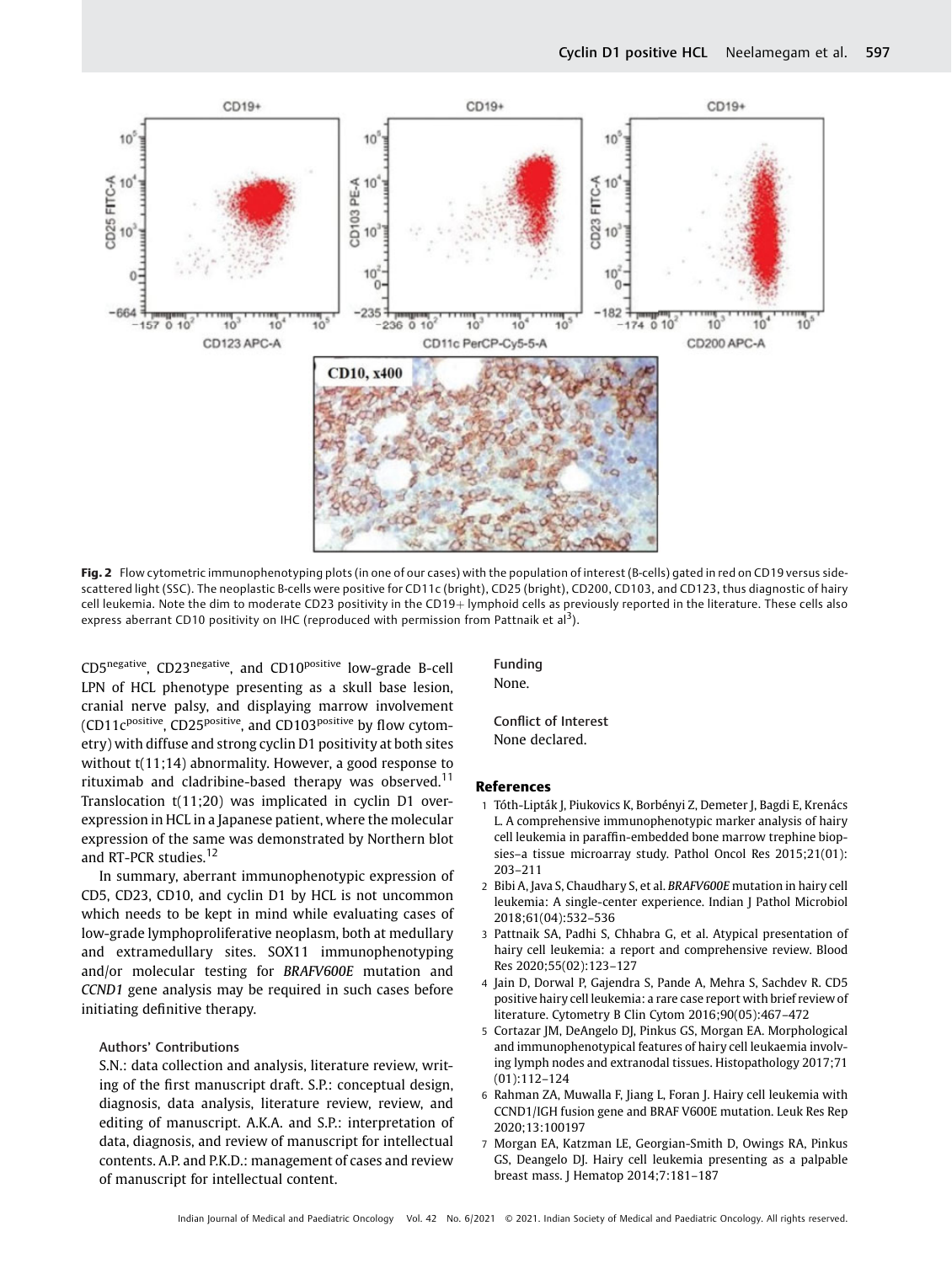Fig. 2 Flow cytometric immunophenotyping plots (in one of our cases) with the population of interest (B-cells) gated in red on CD19 versus side-scattered light (SSC). The neoplastic B-cells were positive for CD11c (bright), CD25 (bright), CD200, CD103, and CD123, thus diagnostic of hairy cell leukemia. Note the dim to moderate CD23 positivity in the CD19+ lymphoid cells as previously reported in the literature. These cells also express aberrant CD10 positivity on IHC (reproduced with permission from Pattnaik et al[3]).

CD5$^{\text{negative}}$, CD23$^{\text{negative}}$, and CD10$^{\text{positive}}$ low-grade B-cell LPN of HCL phenotype presenting as a skull base lesion, cranial nerve palsy, and displaying marrow involvement (CD11c$^{\text{positive}}$, CD25$^{\text{positive}}$, and CD103$^{\text{positive}}$ by flow cytometry) with diffuse and strong cyclin D1 positivity at both sites without t(11;14) abnormality. However, a good response to rituximab and cladribine-based therapy was observed.[11] Translocation t(11;20) was implicated in cyclin D1 overexpression in HCL in a Japanese patient, where the molecular expression of the same was demonstrated by Northern blot and RT-PCR studies.[12]

In summary, aberrant immunophenotypic expression of CD5, CD23, CD10, and cyclin D1 by HCL is not uncommon which needs to be kept in mind while evaluating cases of low-grade lymphoproliferative neoplasm, both at medullary and extramedullary sites. SOX11 immunophenotyping and/or molecular testing for *BRAFV600E* mutation and *CCND1* gene analysis may be required in such cases before initiating definitive therapy.

### Authors' Contributions

S.N.: data collection and analysis, literature review, writing of the first manuscript draft. S.P.: conceptual design, diagnosis, data analysis, literature review, review, and editing of manuscript. A.K.A. and S.P.: interpretation of data, diagnosis, and review of manuscript for intellectual contents. A.P. and P.K.D.: management of cases and review of manuscript for intellectual content.

### Funding

None.

### Conflict of Interest

None declared.

## References

1. Tóth-Lipták J, Piukovics K, Borbényi Z, Demeter J, Bagdi E, Krenács L. A comprehensive immunophenotypic marker analysis of hairy cell leukemia in paraffin-embedded bone marrow trephine biopsies–a tissue microarray study. Pathol Oncol Res 2015;21(01):203–211
2. Bibi A, Java S, Chaudhary S, et al. *BRAFV600E* mutation in hairy cell leukemia: A single-center experience. Indian J Pathol Microbiol 2018;61(04):532–536
3. Pattnaik SA, Padhi S, Chhabra G, et al. Atypical presentation of hairy cell leukemia: a report and comprehensive review. Blood Res 2020;55(02):123–127
4. Jain D, Dorwal P, Gajendra S, Pande A, Mehra S, Sachdev R. CD5 positive hairy cell leukemia: a rare case report with brief review of literature. Cytometry B Clin Cytom 2016;90(05):467–472
5. Cortazar JM, DeAngelo DJ, Pinkus GS, Morgan EA. Morphological and immunophenotypical features of hairy cell leukaemia involving lymph nodes and extranodal tissues. Histopathology 2017;71(01):112–124
6. Rahman ZA, Muwalla F, Jiang L, Foran J. Hairy cell leukemia with CCND1/IGH fusion gene and BRAF V600E mutation. Leuk Res Rep 2020;13:100197
7. Morgan EA, Katzman LE, Georgian-Smith D, Owings RA, Pinkus GS, Deangelo DJ. Hairy cell leukemia presenting as a palpable breast mass. J Hematop 2014;7:181–187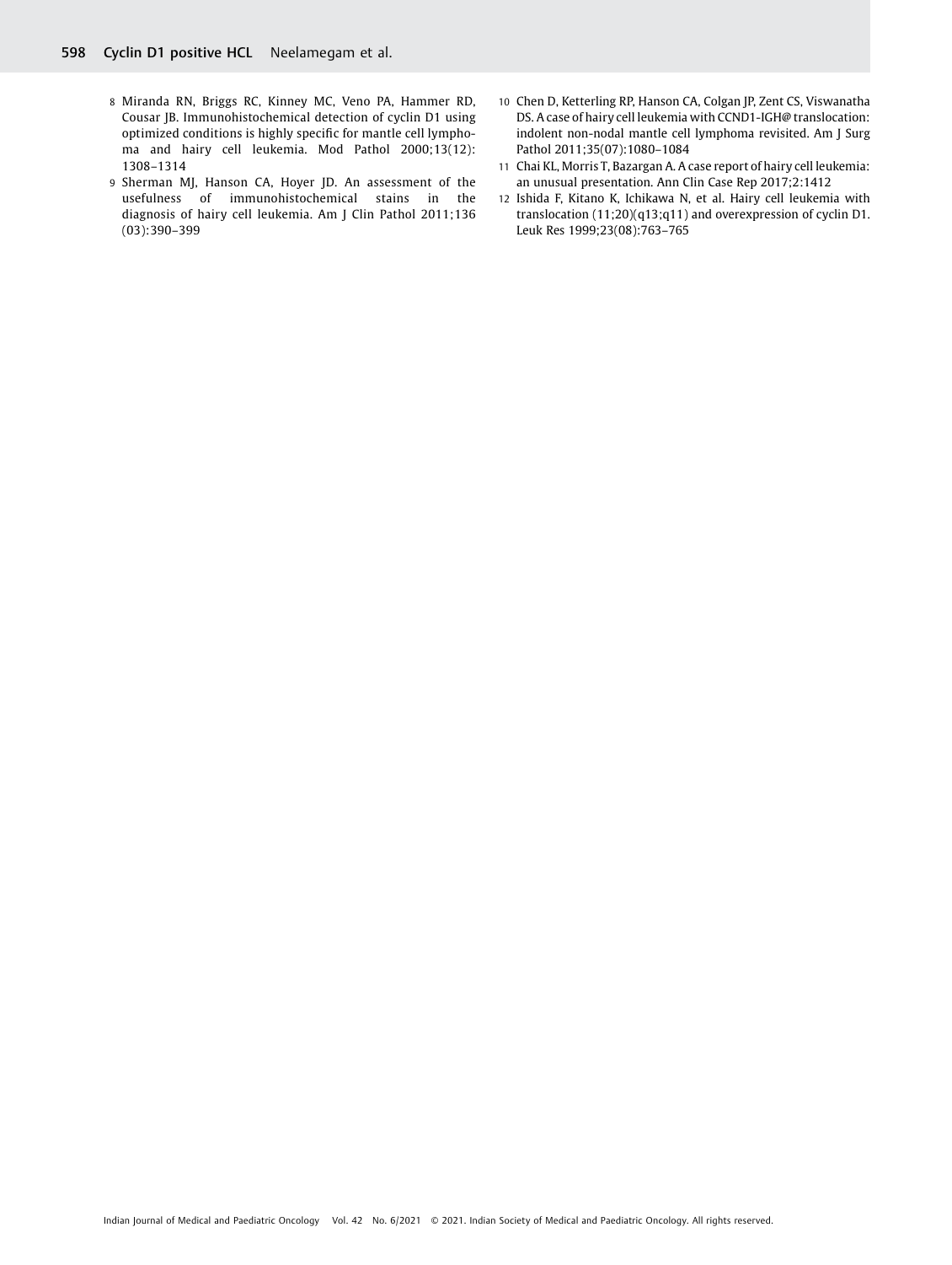8 Miranda RN, Briggs RC, Kinney MC, Veno PA, Hammer RD, Cousar JB. Immunohistochemical detection of cyclin D1 using optimized conditions is highly specific for mantle cell lymphoma and hairy cell leukemia. Mod Pathol 2000;13(12): 1308–1314

9 Sherman MJ, Hanson CA, Hoyer JD. An assessment of the usefulness of immunohistochemical stains in the diagnosis of hairy cell leukemia. Am J Clin Pathol 2011;136 (03):390–399

10 Chen D, Ketterling RP, Hanson CA, Colgan JP, Zent CS, Viswanatha DS. A case of hairy cell leukemia with CCND1-IGH@ translocation: indolent non-nodal mantle cell lymphoma revisited. Am J Surg Pathol 2011;35(07):1080–1084

11 Chai KL, Morris T, Bazargan A. A case report of hairy cell leukemia: an unusual presentation. Ann Clin Case Rep 2017;2:1412

12 Ishida F, Kitano K, Ichikawa N, et al. Hairy cell leukemia with translocation (11;20)(q13;q11) and overexpression of cyclin D1. Leuk Res 1999;23(08):763–765